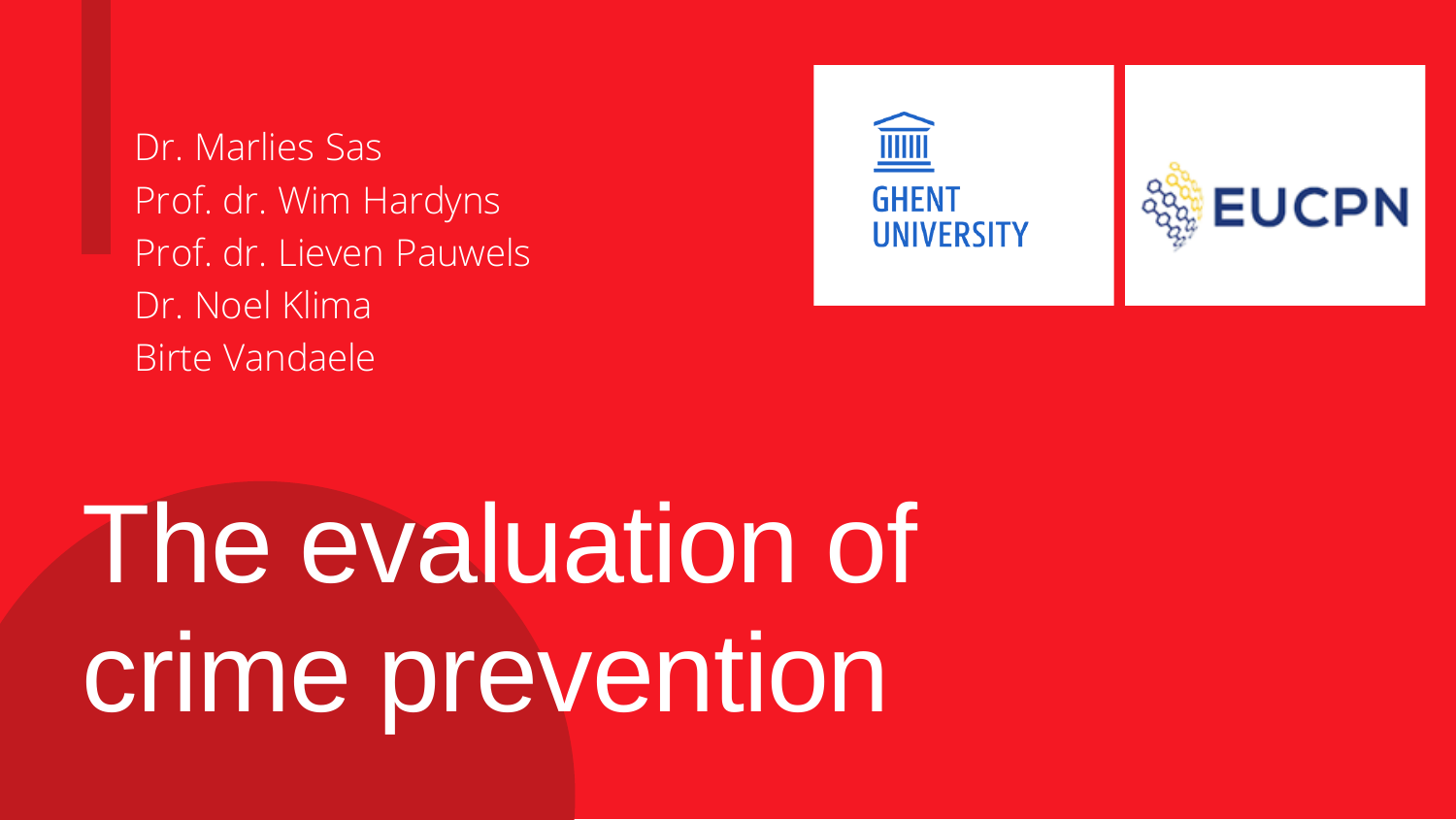Dr. Marlies Sas
Prof. dr. Wim Hardyns
Prof. dr. Lieven Pauwels
Dr. Noel Klima
Birte Vandaele

GHENT UNIVERSITY

EUCPN

# The evaluation of crime prevention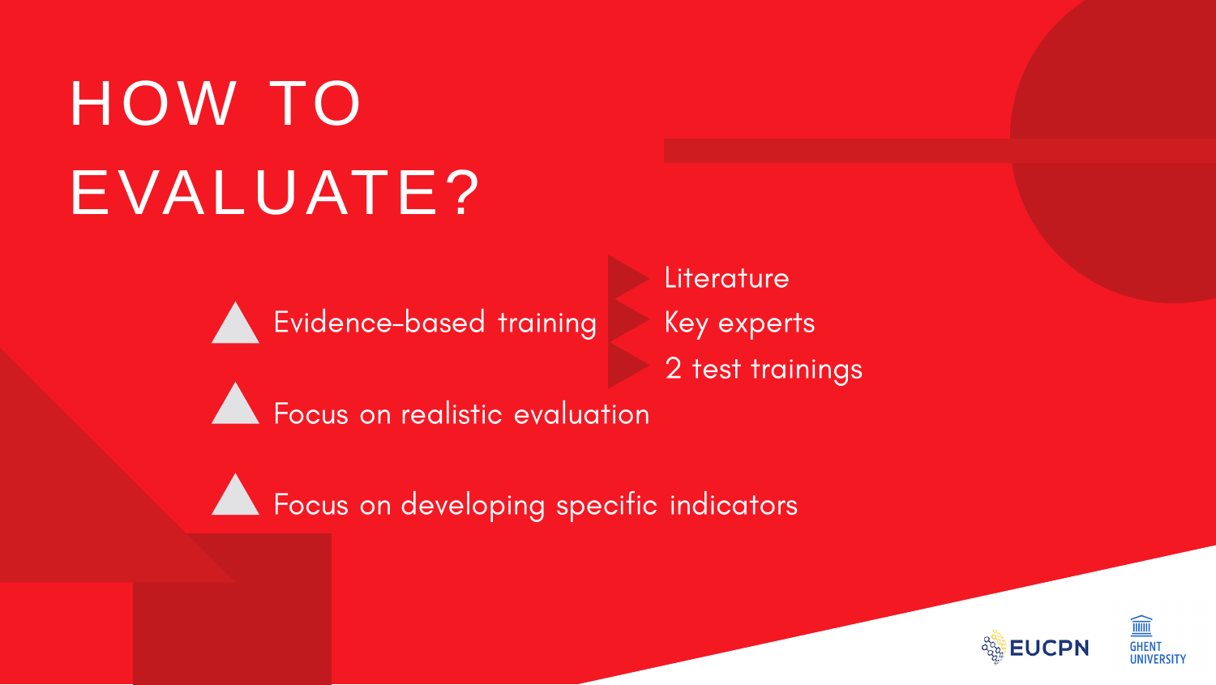# HOW TO EVALUATE?

- Evidence-based training
  - Literature
  - Key experts
  - 2 test trainings
- Focus on realistic evaluation
- Focus on developing specific indicators

EUCPN

GHENT UNIVERSITY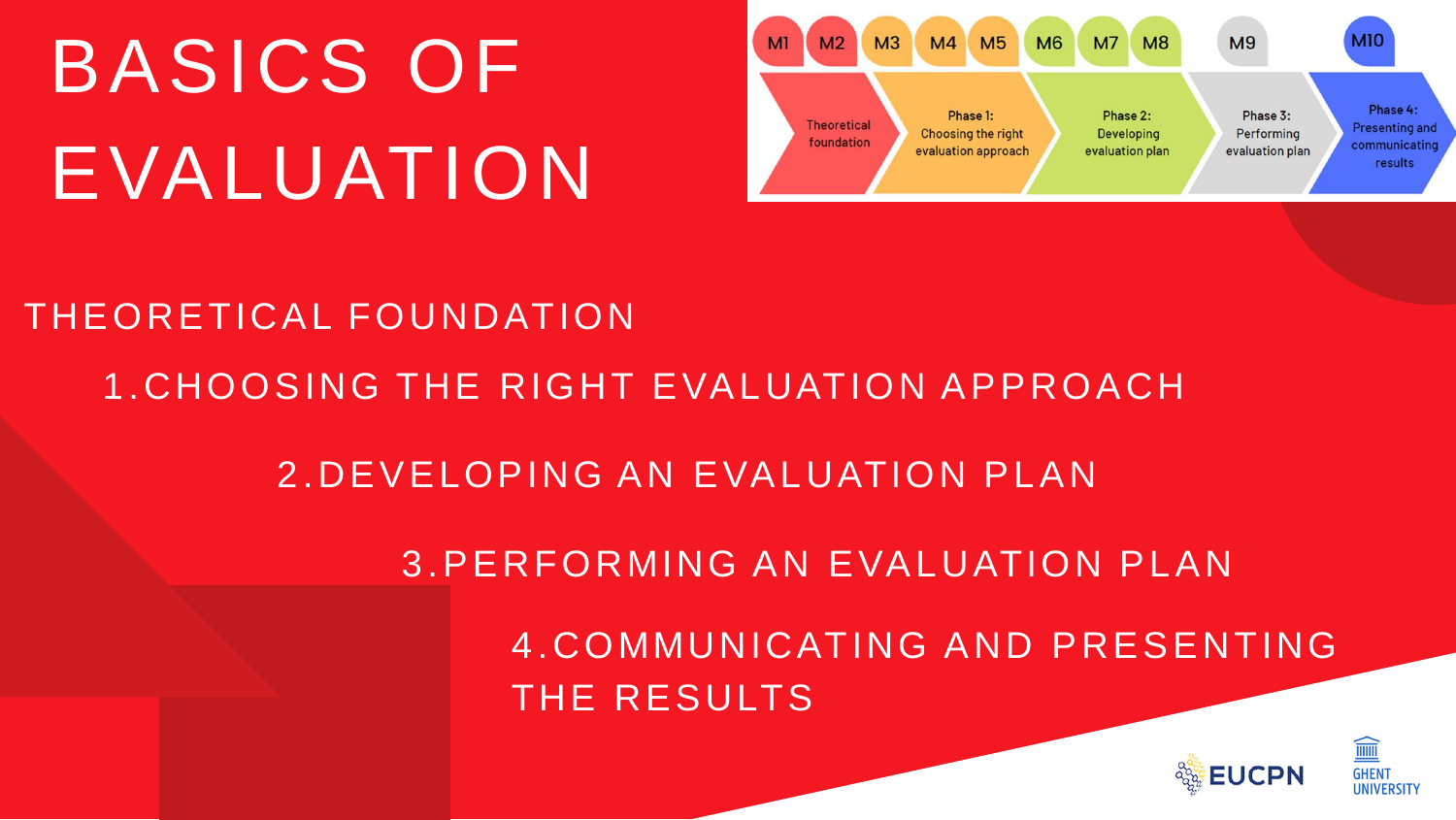# BASICS OF EVALUATION

M1 M2 M3 M4 M5 M6 M7 M8 M9 M10

Theoretical foundation → Phase 1: Choosing the right evaluation approach → Phase 2: Developing evaluation plan → Phase 3: Performing evaluation plan → Phase 4: Presenting and communicating results

THEORETICAL FOUNDATION

1. CHOOSING THE RIGHT EVALUATION APPROACH
2. DEVELOPING AN EVALUATION PLAN
3. PERFORMING AN EVALUATION PLAN
4. COMMUNICATING AND PRESENTING THE RESULTS

EUCPN

GHENT UNIVERSITY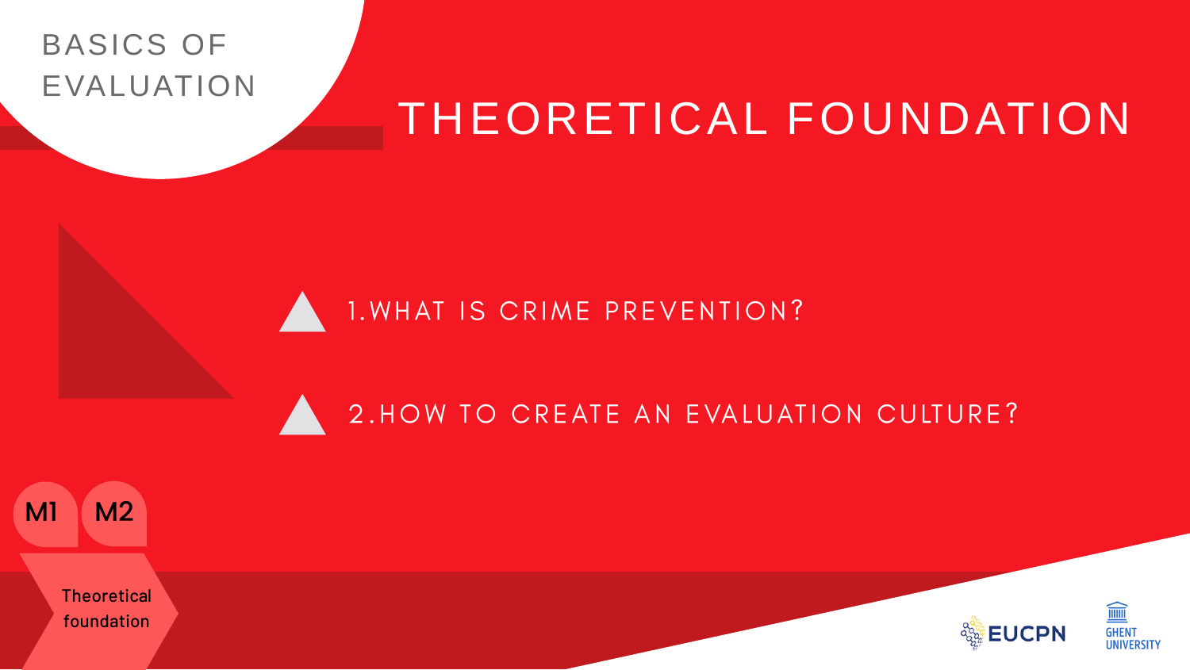BASICS OF EVALUATION

# THEORETICAL FOUNDATION

1. WHAT IS CRIME PREVENTION?
2. HOW TO CREATE AN EVALUATION CULTURE?

M1 M2

Theoretical foundation

EUCPN

GHENT UNIVERSITY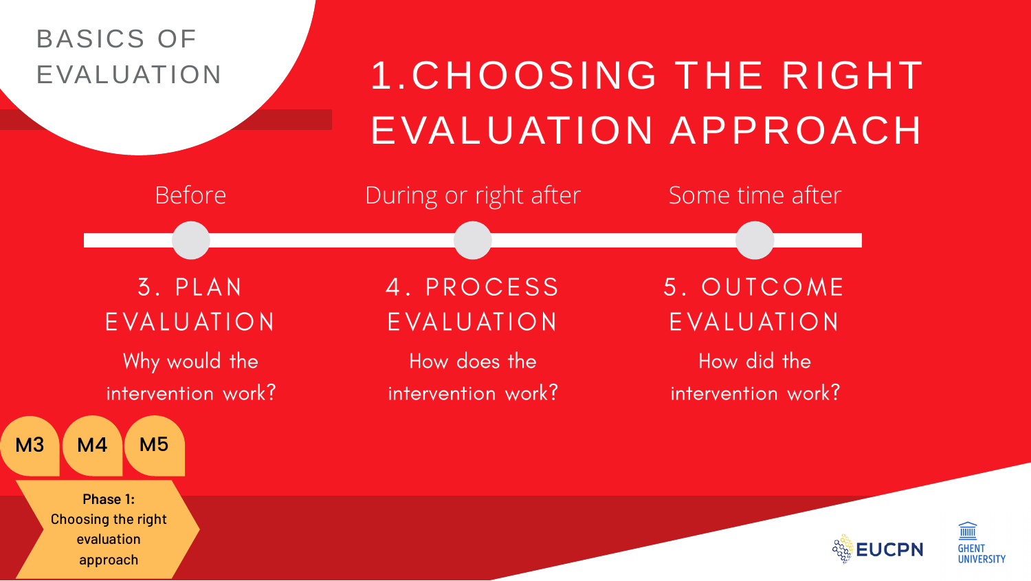BASICS OF EVALUATION

# 1. CHOOSING THE RIGHT EVALUATION APPROACH

| Before | During or right after | Some time after |
| --- | --- | --- |
| **3. PLAN EVALUATION** | **4. PROCESS EVALUATION** | **5. OUTCOME EVALUATION** |
| Why would the intervention work? | How does the intervention work? | How did the intervention work? |

M3 M4 M5

**Phase 1: Choosing the right evaluation approach**

EUCPN

GHENT UNIVERSITY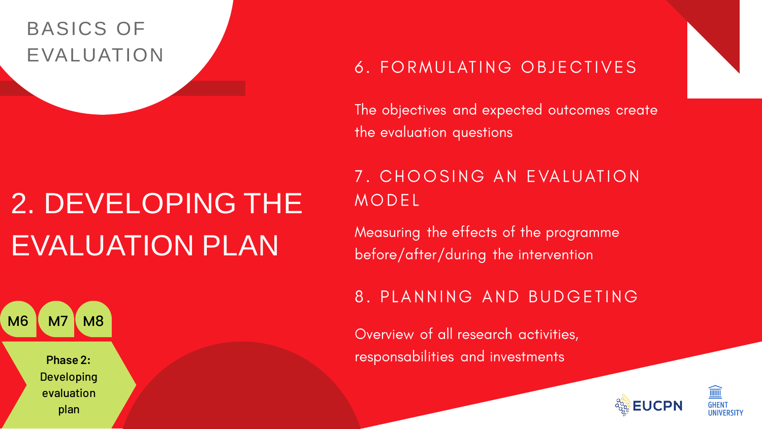BASICS OF EVALUATION

# 2. DEVELOPING THE EVALUATION PLAN

M6 M7 M8

**Phase 2:** Developing evaluation plan

## 6. FORMULATING OBJECTIVES

The objectives and expected outcomes create the evaluation questions

## 7. CHOOSING AN EVALUATION MODEL

Measuring the effects of the programme before/after/during the intervention

## 8. PLANNING AND BUDGETING

Overview of all research activities, responsabilities and investments

EUCPN

GHENT UNIVERSITY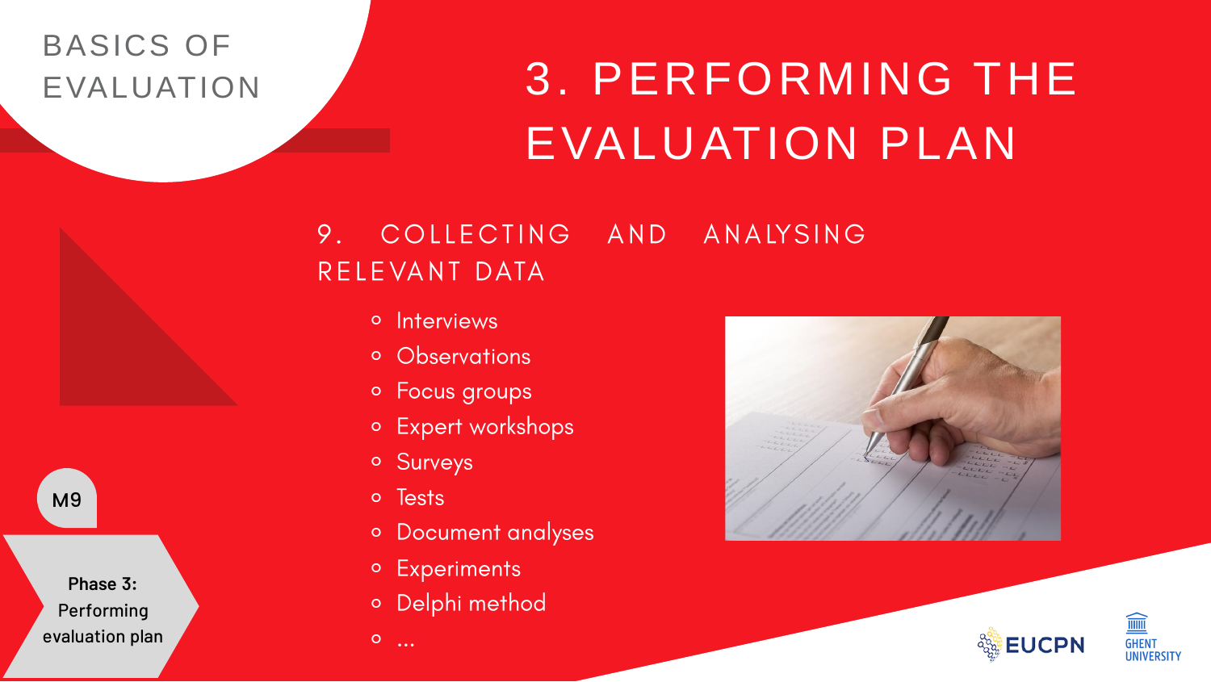BASICS OF EVALUATION

# 3. PERFORMING THE EVALUATION PLAN

## 9. COLLECTING AND ANALYSING RELEVANT DATA

- Interviews
- Observations
- Focus groups
- Expert workshops
- Surveys
- Tests
- Document analyses
- Experiments
- Delphi method
- ...

M9

**Phase 3:** Performing evaluation plan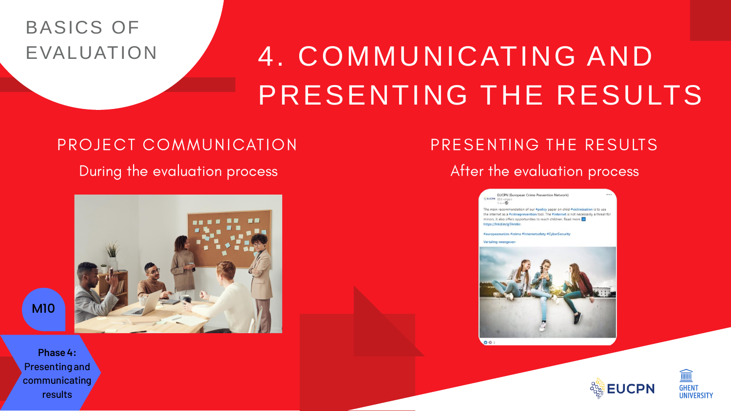BASICS OF EVALUATION

# 4. COMMUNICATING AND PRESENTING THE RESULTS

## PROJECT COMMUNICATION

During the evaluation process

## PRESENTING THE RESULTS

After the evaluation process

EUCPN (European Crime Prevention Network)

The main recommendation of our #policy paper on child #victimisation is to use the internet as a #crimeprevention tool. The #internet is not necessarily a threat for minors, it also offers opportunities to reach children. Read more https://lnkd.in/gTAmtkr.

#europeanunion #crime #internetsafety #CyberSecurity

Vertaling weergeven

M10

**Phase 4:** Presenting and communicating results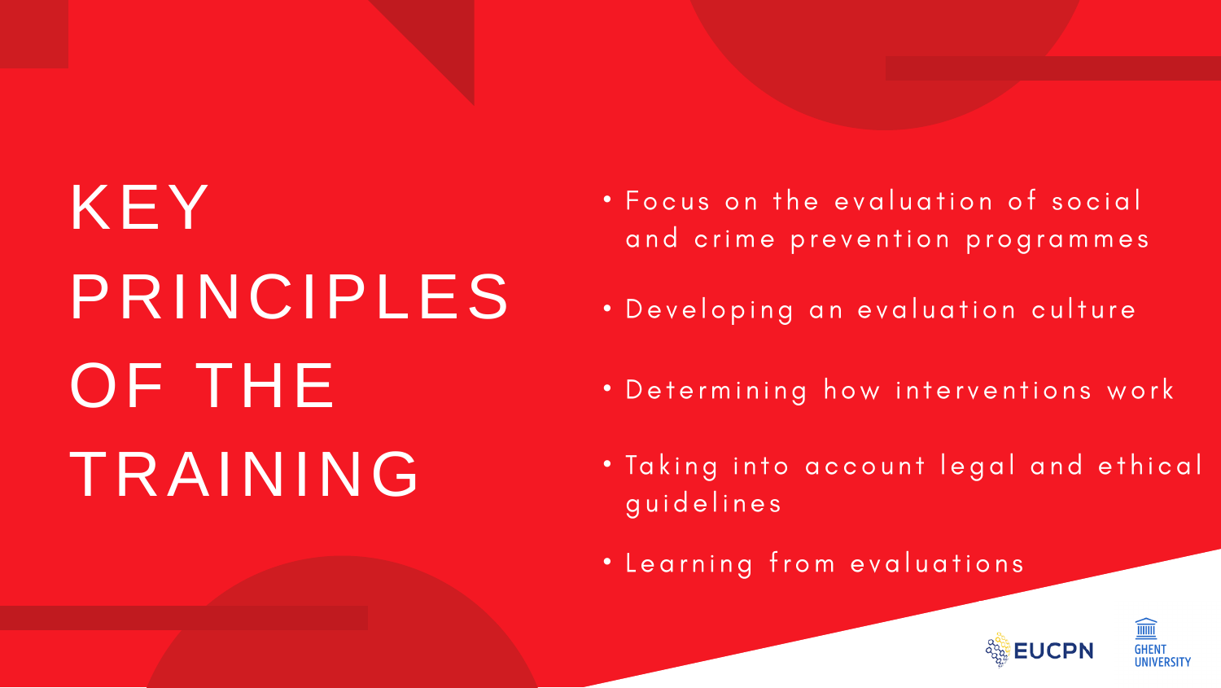# KEY PRINCIPLES OF THE TRAINING

- Focus on the evaluation of social and crime prevention programmes
- Developing an evaluation culture
- Determining how interventions work
- Taking into account legal and ethical guidelines
- Learning from evaluations

EUCPN

GHENT UNIVERSITY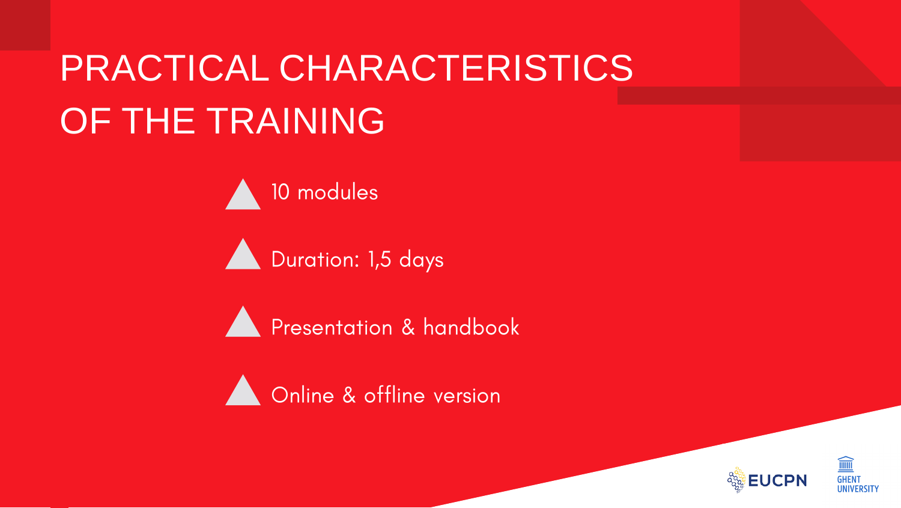# PRACTICAL CHARACTERISTICS OF THE TRAINING

- 10 modules
- Duration: 1,5 days
- Presentation & handbook
- Online & offline version

EUCPN GHENT UNIVERSITY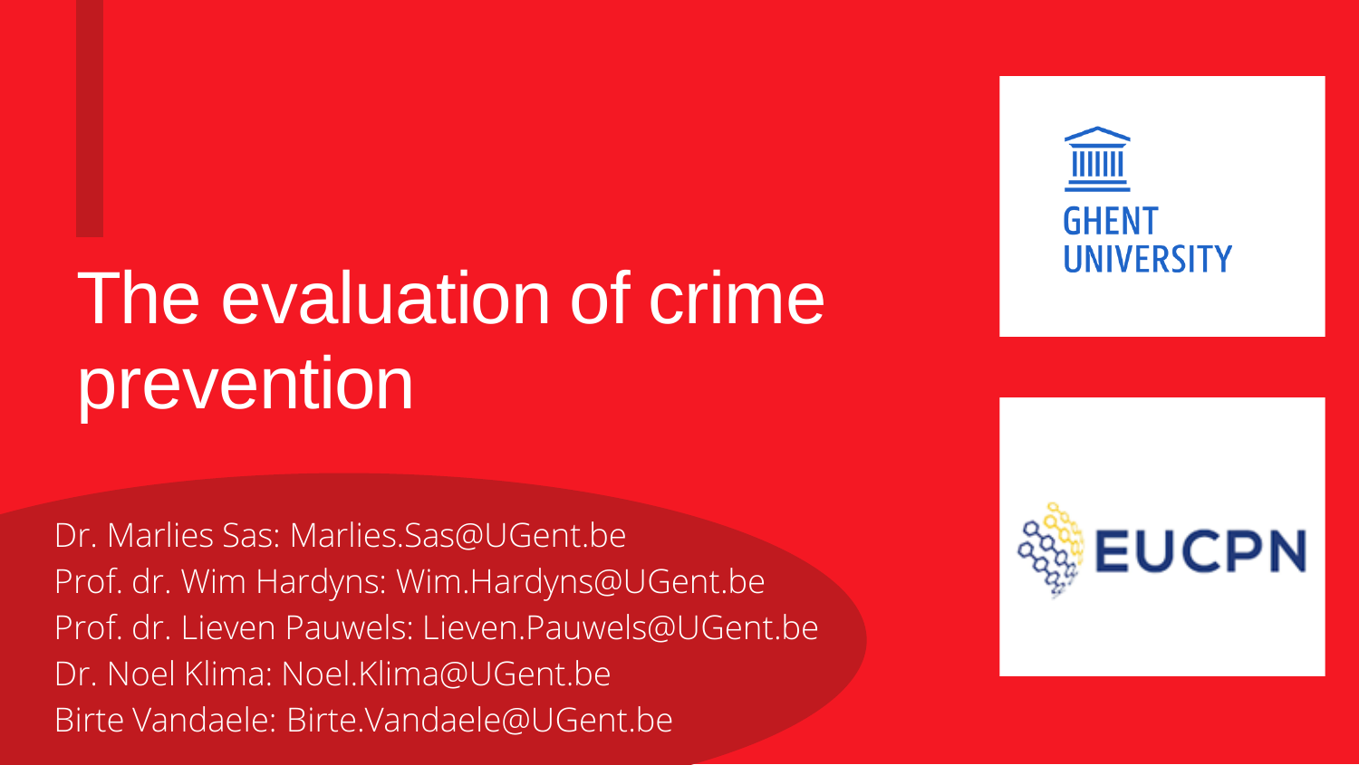# The evaluation of crime prevention

Dr. Marlies Sas: Marlies.Sas@UGent.be
Prof. dr. Wim Hardyns: Wim.Hardyns@UGent.be
Prof. dr. Lieven Pauwels: Lieven.Pauwels@UGent.be
Dr. Noel Klima: Noel.Klima@UGent.be
Birte Vandaele: Birte.Vandaele@UGent.be

GHENT UNIVERSITY

EUCPN